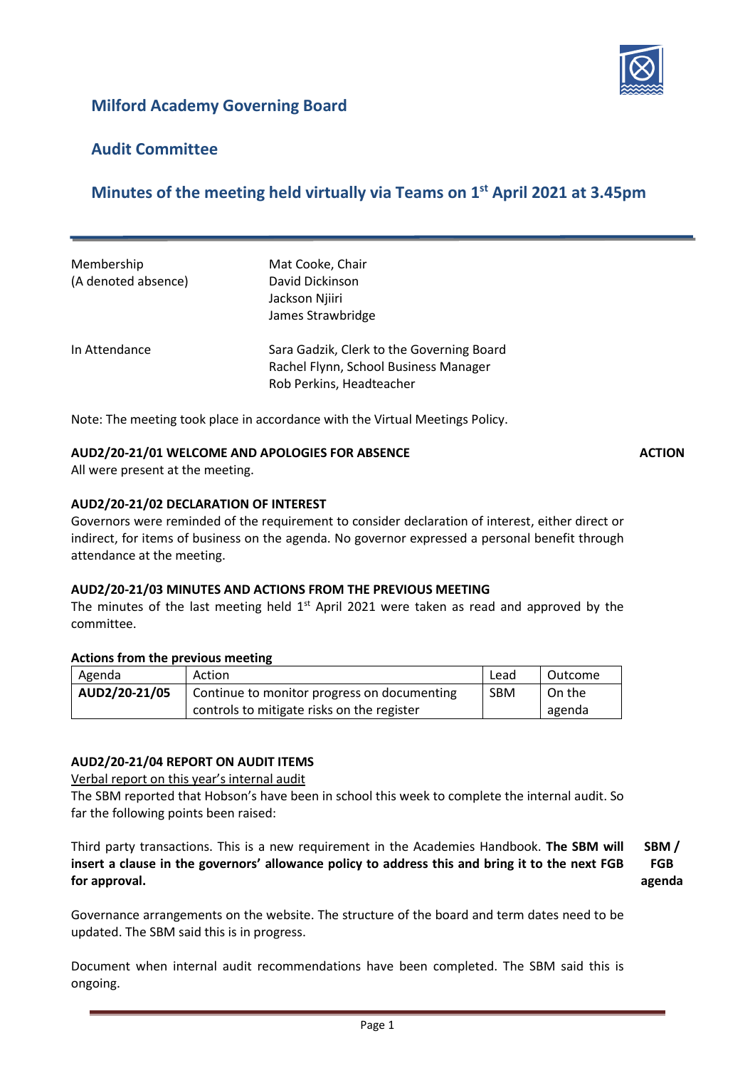# Milford Academy Governing Board

## Audit Committee

## Minutes of the meeting held virtually via Teams on 1st April 2021 at 3.45pm

| | |
|---|---|
| Membership<br>(A denoted absence) | Mat Cooke, Chair<br>David Dickinson<br>Jackson Njiiri<br>James Strawbridge |
| In Attendance | Sara Gadzik, Clerk to the Governing Board<br>Rachel Flynn, School Business Manager<br>Rob Perkins, Headteacher |

Note: The meeting took place in accordance with the Virtual Meetings Policy.

**AUD2/20-21/01 WELCOME AND APOLOGIES FOR ABSENCE** **ACTION**

All were present at the meeting.

**AUD2/20-21/02 DECLARATION OF INTEREST**

Governors were reminded of the requirement to consider declaration of interest, either direct or indirect, for items of business on the agenda. No governor expressed a personal benefit through attendance at the meeting.

**AUD2/20-21/03 MINUTES AND ACTIONS FROM THE PREVIOUS MEETING**

The minutes of the last meeting held 1st April 2021 were taken as read and approved by the committee.

**Actions from the previous meeting**

| Agenda | Action | Lead | Outcome |
|---|---|---|---|
| **AUD2/20-21/05** | Continue to monitor progress on documenting controls to mitigate risks on the register | SBM | On the agenda |

**AUD2/20-21/04 REPORT ON AUDIT ITEMS**

Verbal report on this year's internal audit

The SBM reported that Hobson's have been in school this week to complete the internal audit. So far the following points been raised:

Third party transactions. This is a new requirement in the Academies Handbook. **The SBM will insert a clause in the governors' allowance policy to address this and bring it to the next FGB for approval.** **SBM / FGB agenda**

Governance arrangements on the website. The structure of the board and term dates need to be updated. The SBM said this is in progress.

Document when internal audit recommendations have been completed. The SBM said this is ongoing.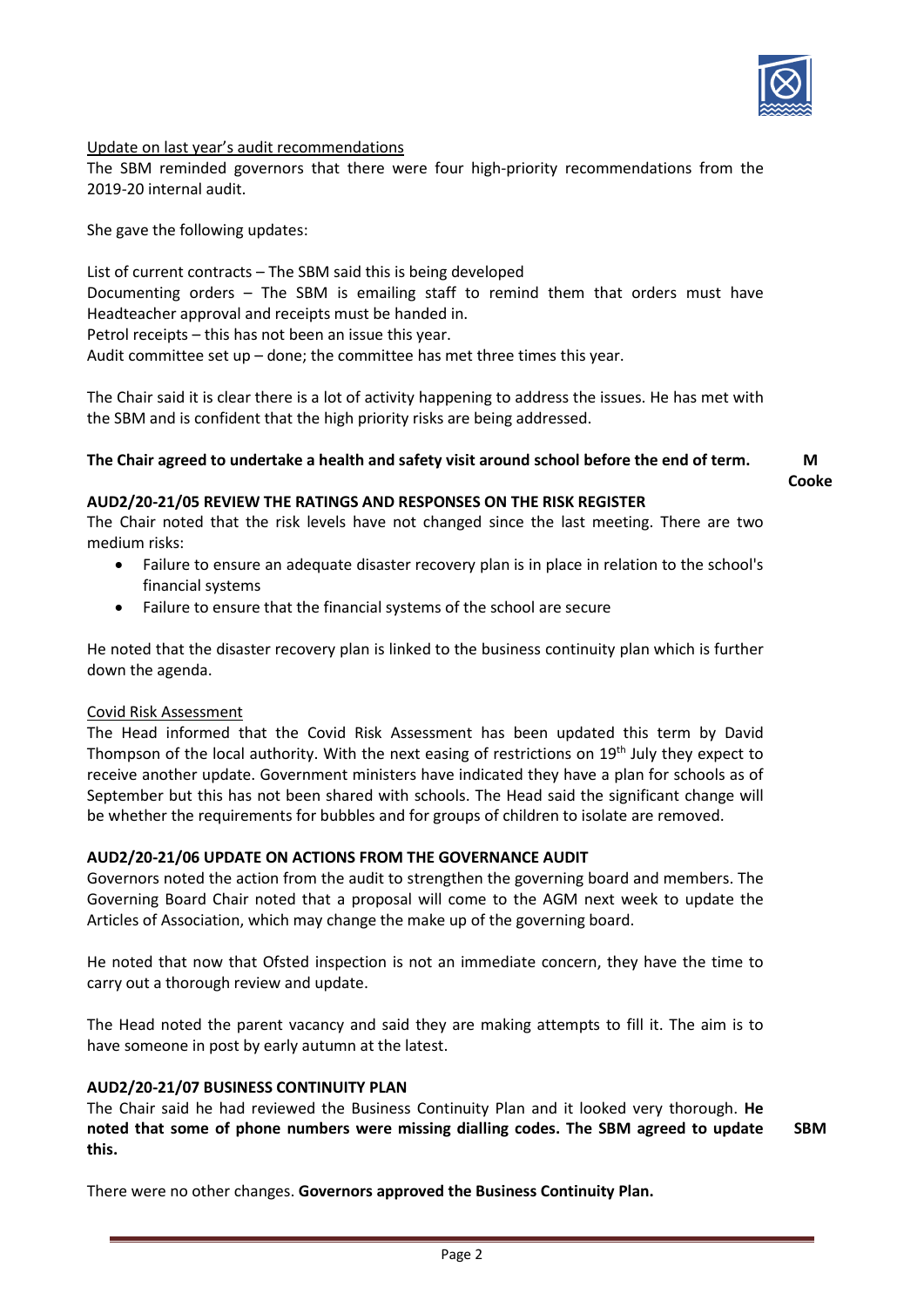Update on last year's audit recommendations

The SBM reminded governors that there were four high-priority recommendations from the 2019-20 internal audit.

She gave the following updates:

List of current contracts – The SBM said this is being developed
Documenting orders – The SBM is emailing staff to remind them that orders must have Headteacher approval and receipts must be handed in.
Petrol receipts – this has not been an issue this year.
Audit committee set up – done; the committee has met three times this year.

The Chair said it is clear there is a lot of activity happening to address the issues. He has met with the SBM and is confident that the high priority risks are being addressed.

**The Chair agreed to undertake a health and safety visit around school before the end of term.** **M Cooke**

**AUD2/20-21/05 REVIEW THE RATINGS AND RESPONSES ON THE RISK REGISTER**

The Chair noted that the risk levels have not changed since the last meeting. There are two medium risks:

- Failure to ensure an adequate disaster recovery plan is in place in relation to the school's financial systems
- Failure to ensure that the financial systems of the school are secure

He noted that the disaster recovery plan is linked to the business continuity plan which is further down the agenda.

Covid Risk Assessment

The Head informed that the Covid Risk Assessment has been updated this term by David Thompson of the local authority. With the next easing of restrictions on 19th July they expect to receive another update. Government ministers have indicated they have a plan for schools as of September but this has not been shared with schools. The Head said the significant change will be whether the requirements for bubbles and for groups of children to isolate are removed.

**AUD2/20-21/06 UPDATE ON ACTIONS FROM THE GOVERNANCE AUDIT**

Governors noted the action from the audit to strengthen the governing board and members. The Governing Board Chair noted that a proposal will come to the AGM next week to update the Articles of Association, which may change the make up of the governing board.

He noted that now that Ofsted inspection is not an immediate concern, they have the time to carry out a thorough review and update.

The Head noted the parent vacancy and said they are making attempts to fill it. The aim is to have someone in post by early autumn at the latest.

**AUD2/20-21/07 BUSINESS CONTINUITY PLAN**

The Chair said he had reviewed the Business Continuity Plan and it looked very thorough. **He noted that some of phone numbers were missing dialling codes. The SBM agreed to update this.** **SBM**

There were no other changes. **Governors approved the Business Continuity Plan.**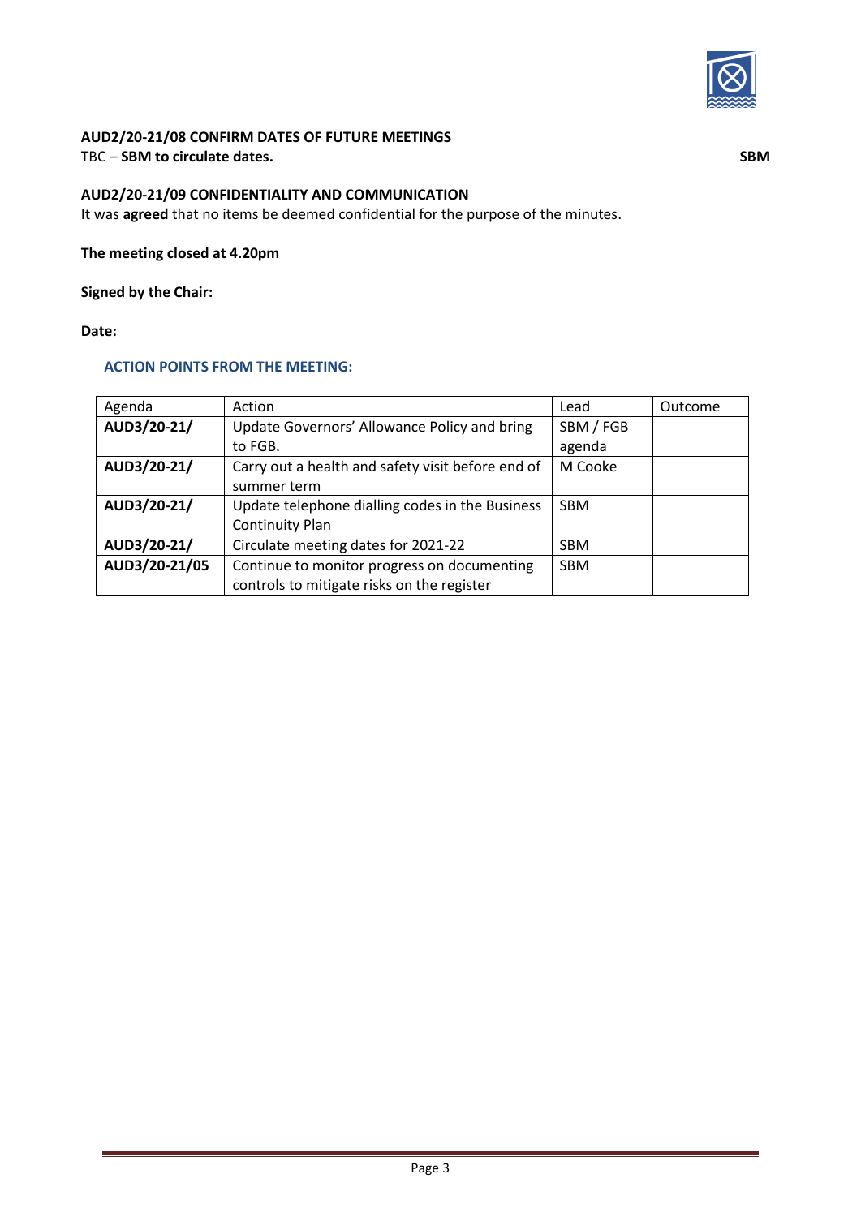**AUD2/20-21/08 CONFIRM DATES OF FUTURE MEETINGS**
TBC – **SBM to circulate dates.** **SBM**

**AUD2/20-21/09 CONFIDENTIALITY AND COMMUNICATION**
It was **agreed** that no items be deemed confidential for the purpose of the minutes.

**The meeting closed at 4.20pm**

**Signed by the Chair:**

**Date:**

### ACTION POINTS FROM THE MEETING:

| Agenda | Action | Lead | Outcome |
|---|---|---|---|
| **AUD3/20-21/** | Update Governors' Allowance Policy and bring to FGB. | SBM / FGB agenda | |
| **AUD3/20-21/** | Carry out a health and safety visit before end of summer term | M Cooke | |
| **AUD3/20-21/** | Update telephone dialling codes in the Business Continuity Plan | SBM | |
| **AUD3/20-21/** | Circulate meeting dates for 2021-22 | SBM | |
| **AUD3/20-21/05** | Continue to monitor progress on documenting controls to mitigate risks on the register | SBM | |